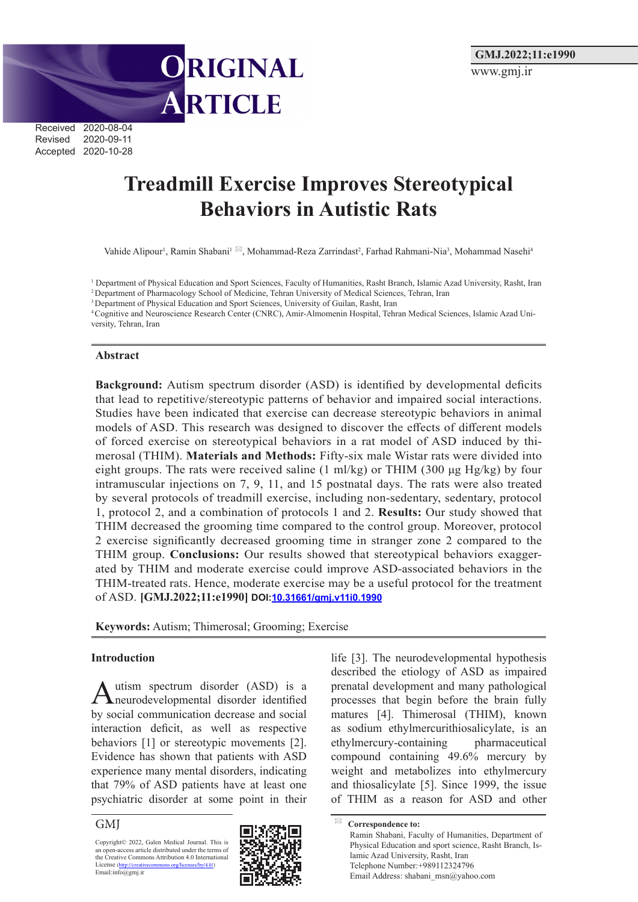ORIGINAL ARTICLE

Received 2020-08-04
Revised 2020-09-11
Accepted 2020-10-28

# Treadmill Exercise Improves Stereotypical Behaviors in Autistic Rats

Vahide Alipour[1], Ramin Shabani[1] ✉, Mohammad-Reza Zarrindast[2], Farhad Rahmani-Nia[3], Mohammad Nasehi[4]

[1] Department of Physical Education and Sport Sciences, Faculty of Humanities, Rasht Branch, Islamic Azad University, Rasht, Iran
[2] Department of Pharmacology School of Medicine, Tehran University of Medical Sciences, Tehran, Iran
[3] Department of Physical Education and Sport Sciences, University of Guilan, Rasht, Iran
[4] Cognitive and Neuroscience Research Center (CNRC), Amir-Almomenin Hospital, Tehran Medical Sciences, Islamic Azad University, Tehran, Iran

## Abstract

**Background:** Autism spectrum disorder (ASD) is identified by developmental deficits that lead to repetitive/stereotypic patterns of behavior and impaired social interactions. Studies have been indicated that exercise can decrease stereotypic behaviors in animal models of ASD. This research was designed to discover the effects of different models of forced exercise on stereotypical behaviors in a rat model of ASD induced by thimerosal (THIM). **Materials and Methods:** Fifty-six male Wistar rats were divided into eight groups. The rats were received saline (1 ml/kg) or THIM (300 µg Hg/kg) by four intramuscular injections on 7, 9, 11, and 15 postnatal days. The rats were also treated by several protocols of treadmill exercise, including non-sedentary, sedentary, protocol 1, protocol 2, and a combination of protocols 1 and 2. **Results:** Our study showed that THIM decreased the grooming time compared to the control group. Moreover, protocol 2 exercise significantly decreased grooming time in stranger zone 2 compared to the THIM group. **Conclusions:** Our results showed that stereotypical behaviors exaggerated by THIM and moderate exercise could improve ASD-associated behaviors in the THIM-treated rats. Hence, moderate exercise may be a useful protocol for the treatment of ASD. **[GMJ.2022;11:e1990] DOI:10.31661/gmj.v11i0.1990**

**Keywords:** Autism; Thimerosal; Grooming; Exercise

## Introduction

Autism spectrum disorder (ASD) is a neurodevelopmental disorder identified by social communication decrease and social interaction deficit, as well as respective behaviors [1] or stereotypic movements [2]. Evidence has shown that patients with ASD experience many mental disorders, indicating that 79% of ASD patients have at least one psychiatric disorder at some point in their life [3]. The neurodevelopmental hypothesis described the etiology of ASD as impaired prenatal development and many pathological processes that begin before the brain fully matures [4]. Thimerosal (THIM), known as sodium ethylmercurithiosalicylate, is an ethylmercury-containing pharmaceutical compound containing 49.6% mercury by weight and metabolizes into ethylmercury and thiosalicylate [5]. Since 1999, the issue of THIM as a reason for ASD and other

Copyright© 2022, Galen Medical Journal. This is an open-access article distributed under the terms of the Creative Commons Attribution 4.0 International License (http://creativecommons.org/licenses/by/4.0/)
Email:info@gmj.ir

✉ **Correspondence to:**
Ramin Shabani, Faculty of Humanities, Department of Physical Education and sport science, Rasht Branch, Islamic Azad University, Rasht, Iran
Telephone Number:+989112324796
Email Address: shabani_msn@yahoo.com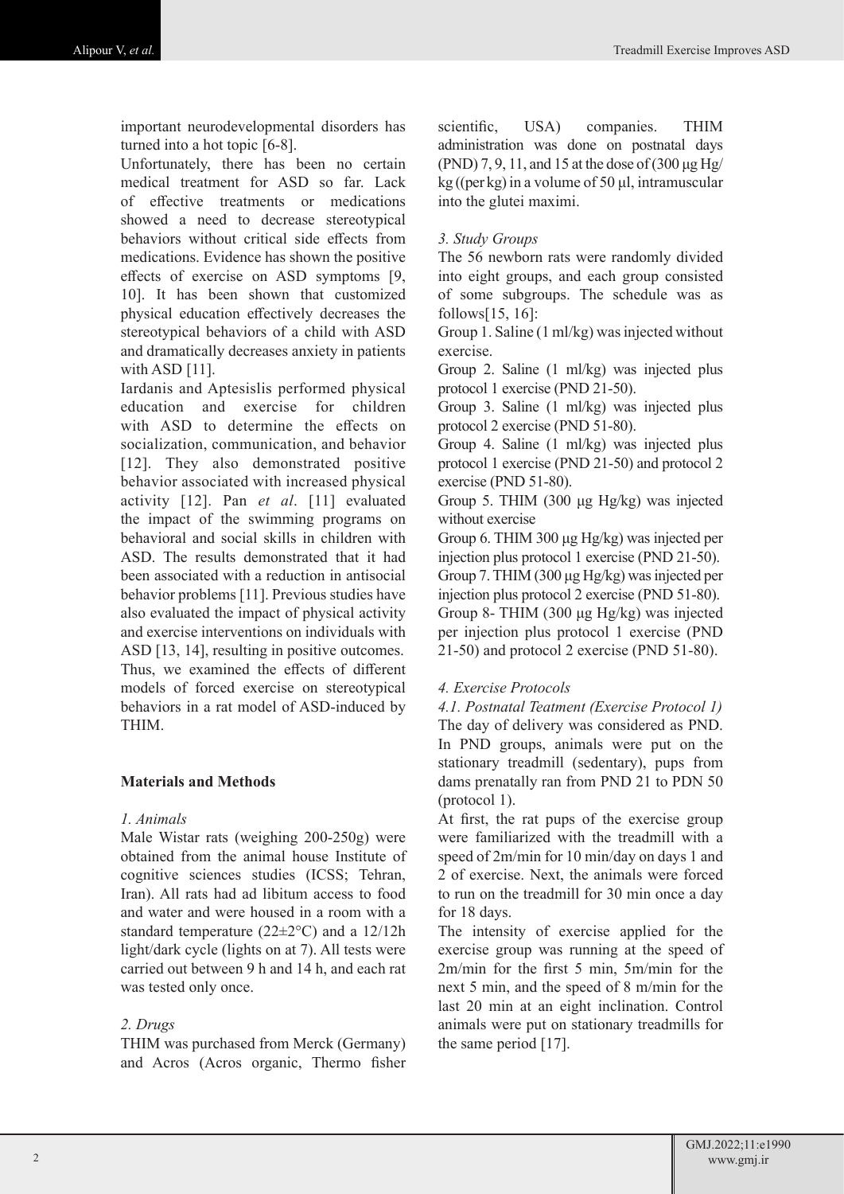important neurodevelopmental disorders has turned into a hot topic [6-8].

Unfortunately, there has been no certain medical treatment for ASD so far. Lack of effective treatments or medications showed a need to decrease stereotypical behaviors without critical side effects from medications. Evidence has shown the positive effects of exercise on ASD symptoms [9, 10]. It has been shown that customized physical education effectively decreases the stereotypical behaviors of a child with ASD and dramatically decreases anxiety in patients with ASD [11].

Iardanis and Aptesislis performed physical education and exercise for children with ASD to determine the effects on socialization, communication, and behavior [12]. They also demonstrated positive behavior associated with increased physical activity [12]. Pan *et al*. [11] evaluated the impact of the swimming programs on behavioral and social skills in children with ASD. The results demonstrated that it had been associated with a reduction in antisocial behavior problems [11]. Previous studies have also evaluated the impact of physical activity and exercise interventions on individuals with ASD [13, 14], resulting in positive outcomes. Thus, we examined the effects of different models of forced exercise on stereotypical behaviors in a rat model of ASD-induced by THIM.

## Materials and Methods

### *1. Animals*

Male Wistar rats (weighing 200-250g) were obtained from the animal house Institute of cognitive sciences studies (ICSS; Tehran, Iran). All rats had ad libitum access to food and water and were housed in a room with a standard temperature (22±2°C) and a 12/12h light/dark cycle (lights on at 7). All tests were carried out between 9 h and 14 h, and each rat was tested only once.

### *2. Drugs*

THIM was purchased from Merck (Germany) and Acros (Acros organic, Thermo fisher scientific, USA) companies. THIM administration was done on postnatal days (PND) 7, 9, 11, and 15 at the dose of (300 μg Hg/kg ((per kg) in a volume of 50 μl, intramuscular into the glutei maximi.

### *3. Study Groups*

The 56 newborn rats were randomly divided into eight groups, and each group consisted of some subgroups. The schedule was as follows[15, 16]:

Group 1. Saline (1 ml/kg) was injected without exercise.

Group 2. Saline (1 ml/kg) was injected plus protocol 1 exercise (PND 21-50).

Group 3. Saline (1 ml/kg) was injected plus protocol 2 exercise (PND 51-80).

Group 4. Saline (1 ml/kg) was injected plus protocol 1 exercise (PND 21-50) and protocol 2 exercise (PND 51-80).

Group 5. THIM (300 μg Hg/kg) was injected without exercise

Group 6. THIM 300 μg Hg/kg) was injected per injection plus protocol 1 exercise (PND 21-50).

Group 7. THIM (300 μg Hg/kg) was injected per injection plus protocol 2 exercise (PND 51-80).

Group 8- THIM (300 μg Hg/kg) was injected per injection plus protocol 1 exercise (PND 21-50) and protocol 2 exercise (PND 51-80).

### *4. Exercise Protocols*

#### *4.1. Postnatal Teatment (Exercise Protocol 1)*

The day of delivery was considered as PND. In PND groups, animals were put on the stationary treadmill (sedentary), pups from dams prenatally ran from PND 21 to PDN 50 (protocol 1).

At first, the rat pups of the exercise group were familiarized with the treadmill with a speed of 2m/min for 10 min/day on days 1 and 2 of exercise. Next, the animals were forced to run on the treadmill for 30 min once a day for 18 days.

The intensity of exercise applied for the exercise group was running at the speed of 2m/min for the first 5 min, 5m/min for the next 5 min, and the speed of 8 m/min for the last 20 min at an eight inclination. Control animals were put on stationary treadmills for the same period [17].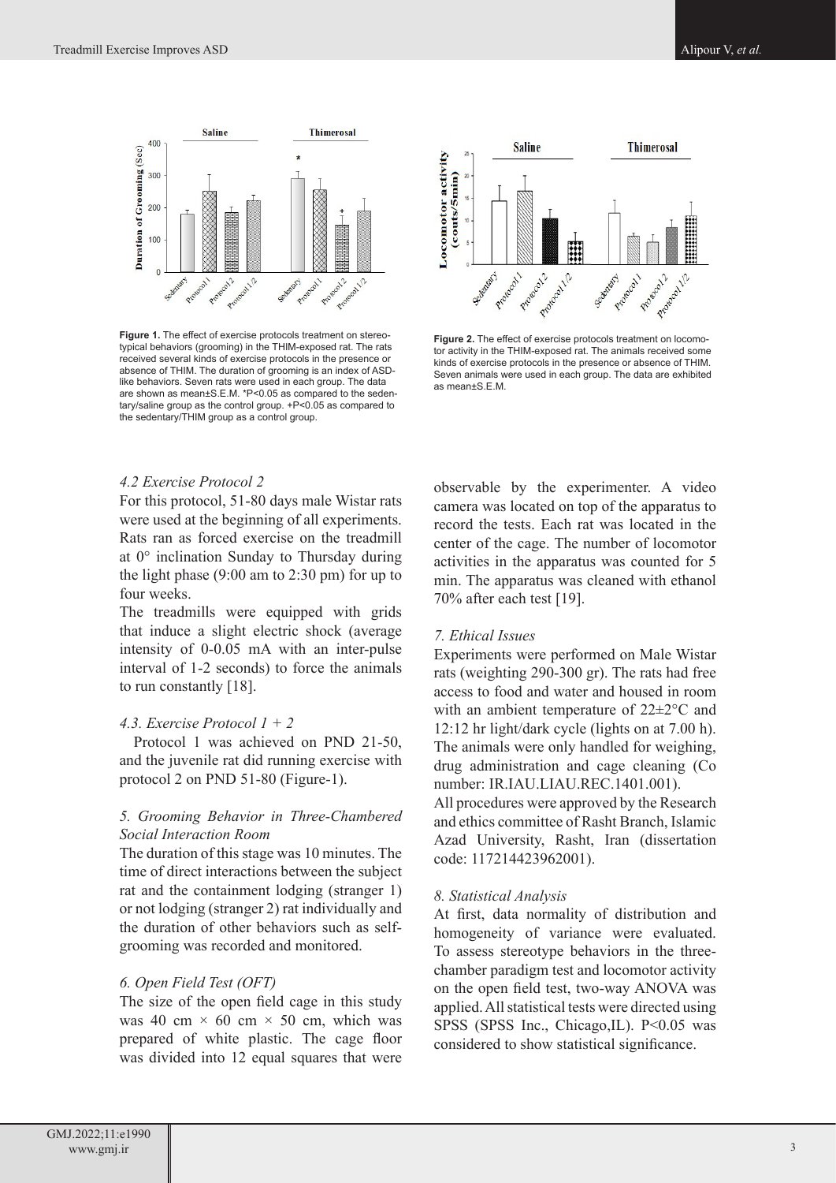**Figure 1.** The effect of exercise protocols treatment on stereotypical behaviors (grooming) in the THIM-exposed rat. The rats received several kinds of exercise protocols in the presence or absence of THIM. The duration of grooming is an index of ASD-like behaviors. Seven rats were used in each group. The data are shown as mean±S.E.M. *P<0.05 as compared to the sedentary/saline group as the control group. +P<0.05 as compared to the sedentary/THIM group as a control group.

**Figure 2.** The effect of exercise protocols treatment on locomotor activity in the THIM-exposed rat. The animals received some kinds of exercise protocols in the presence or absence of THIM. Seven animals were used in each group. The data are exhibited as mean±S.E.M.

### *4.2 Exercise Protocol 2*

For this protocol, 51-80 days male Wistar rats were used at the beginning of all experiments. Rats ran as forced exercise on the treadmill at 0° inclination Sunday to Thursday during the light phase (9:00 am to 2:30 pm) for up to four weeks.

The treadmills were equipped with grids that induce a slight electric shock (average intensity of 0-0.05 mA with an inter-pulse interval of 1-2 seconds) to force the animals to run constantly [18].

### *4.3. Exercise Protocol 1 + 2*

Protocol 1 was achieved on PND 21-50, and the juvenile rat did running exercise with protocol 2 on PND 51-80 (Figure-1).

### *5. Grooming Behavior in Three-Chambered Social Interaction Room*

The duration of this stage was 10 minutes. The time of direct interactions between the subject rat and the containment lodging (stranger 1) or not lodging (stranger 2) rat individually and the duration of other behaviors such as self-grooming was recorded and monitored.

### *6. Open Field Test (OFT)*

The size of the open field cage in this study was 40 cm × 60 cm × 50 cm, which was prepared of white plastic. The cage floor was divided into 12 equal squares that were observable by the experimenter. A video camera was located on top of the apparatus to record the tests. Each rat was located in the center of the cage. The number of locomotor activities in the apparatus was counted for 5 min. The apparatus was cleaned with ethanol 70% after each test [19].

### *7. Ethical Issues*

Experiments were performed on Male Wistar rats (weighting 290-300 gr). The rats had free access to food and water and housed in room with an ambient temperature of 22±2°C and 12:12 hr light/dark cycle (lights on at 7.00 h). The animals were only handled for weighing, drug administration and cage cleaning (Co number: IR.IAU.LIAU.REC.1401.001).

All procedures were approved by the Research and ethics committee of Rasht Branch, Islamic Azad University, Rasht, Iran (dissertation code: 117214423962001).

### *8. Statistical Analysis*

At first, data normality of distribution and homogeneity of variance were evaluated. To assess stereotype behaviors in the three-chamber paradigm test and locomotor activity on the open field test, two-way ANOVA was applied. All statistical tests were directed using SPSS (SPSS Inc., Chicago,IL). P<0.05 was considered to show statistical significance.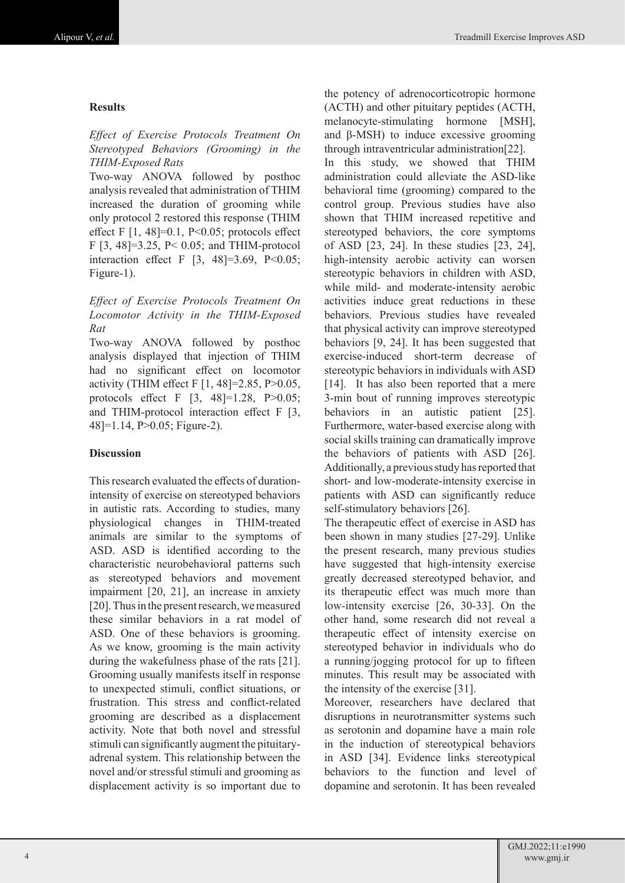## Results

### *Effect of Exercise Protocols Treatment On Stereotyped Behaviors (Grooming) in the THIM-Exposed Rats*

Two-way ANOVA followed by posthoc analysis revealed that administration of THIM increased the duration of grooming while only protocol 2 restored this response (THIM effect $F[1, 48]=0.1$, $P<0.05$; protocols effect $F[3, 48]=3.25$, $P<0.05$; and THIM-protocol interaction effect $F[3, 48]=3.69$, $P<0.05$; Figure-1).

### *Effect of Exercise Protocols Treatment On Locomotor Activity in the THIM-Exposed Rat*

Two-way ANOVA followed by posthoc analysis displayed that injection of THIM had no significant effect on locomotor activity (THIM effect $F[1, 48]=2.85$, $P>0.05$, protocols effect $F[3, 48]=1.28$, $P>0.05$; and THIM-protocol interaction effect $F[3, 48]=1.14$, $P>0.05$; Figure-2).

## Discussion

This research evaluated the effects of duration-intensity of exercise on stereotyped behaviors in autistic rats. According to studies, many physiological changes in THIM-treated animals are similar to the symptoms of ASD. ASD is identified according to the characteristic neurobehavioral patterns such as stereotyped behaviors and movement impairment [20, 21], an increase in anxiety [20]. Thus in the present research, we measured these similar behaviors in a rat model of ASD. One of these behaviors is grooming. As we know, grooming is the main activity during the wakefulness phase of the rats [21]. Grooming usually manifests itself in response to unexpected stimuli, conflict situations, or frustration. This stress and conflict-related grooming are described as a displacement activity. Note that both novel and stressful stimuli can significantly augment the pituitary-adrenal system. This relationship between the novel and/or stressful stimuli and grooming as displacement activity is so important due to the potency of adrenocorticotropic hormone (ACTH) and other pituitary peptides (ACTH, melanocyte-stimulating hormone [MSH], and β-MSH) to induce excessive grooming through intraventricular administration[22].

In this study, we showed that THIM administration could alleviate the ASD-like behavioral time (grooming) compared to the control group. Previous studies have also shown that THIM increased repetitive and stereotyped behaviors, the core symptoms of ASD [23, 24]. In these studies [23, 24], high-intensity aerobic activity can worsen stereotypic behaviors in children with ASD, while mild- and moderate-intensity aerobic activities induce great reductions in these behaviors. Previous studies have revealed that physical activity can improve stereotyped behaviors [9, 24]. It has been suggested that exercise-induced short-term decrease of stereotypic behaviors in individuals with ASD [14]. It has also been reported that a mere 3-min bout of running improves stereotypic behaviors in an autistic patient [25]. Furthermore, water-based exercise along with social skills training can dramatically improve the behaviors of patients with ASD [26]. Additionally, a previous study has reported that short- and low-moderate-intensity exercise in patients with ASD can significantly reduce self-stimulatory behaviors [26].

The therapeutic effect of exercise in ASD has been shown in many studies [27-29]. Unlike the present research, many previous studies have suggested that high-intensity exercise greatly decreased stereotyped behavior, and its therapeutic effect was much more than low-intensity exercise [26, 30-33]. On the other hand, some research did not reveal a therapeutic effect of intensity exercise on stereotyped behavior in individuals who do a running/jogging protocol for up to fifteen minutes. This result may be associated with the intensity of the exercise [31].

Moreover, researchers have declared that disruptions in neurotransmitter systems such as serotonin and dopamine have a main role in the induction of stereotypical behaviors in ASD [34]. Evidence links stereotypical behaviors to the function and level of dopamine and serotonin. It has been revealed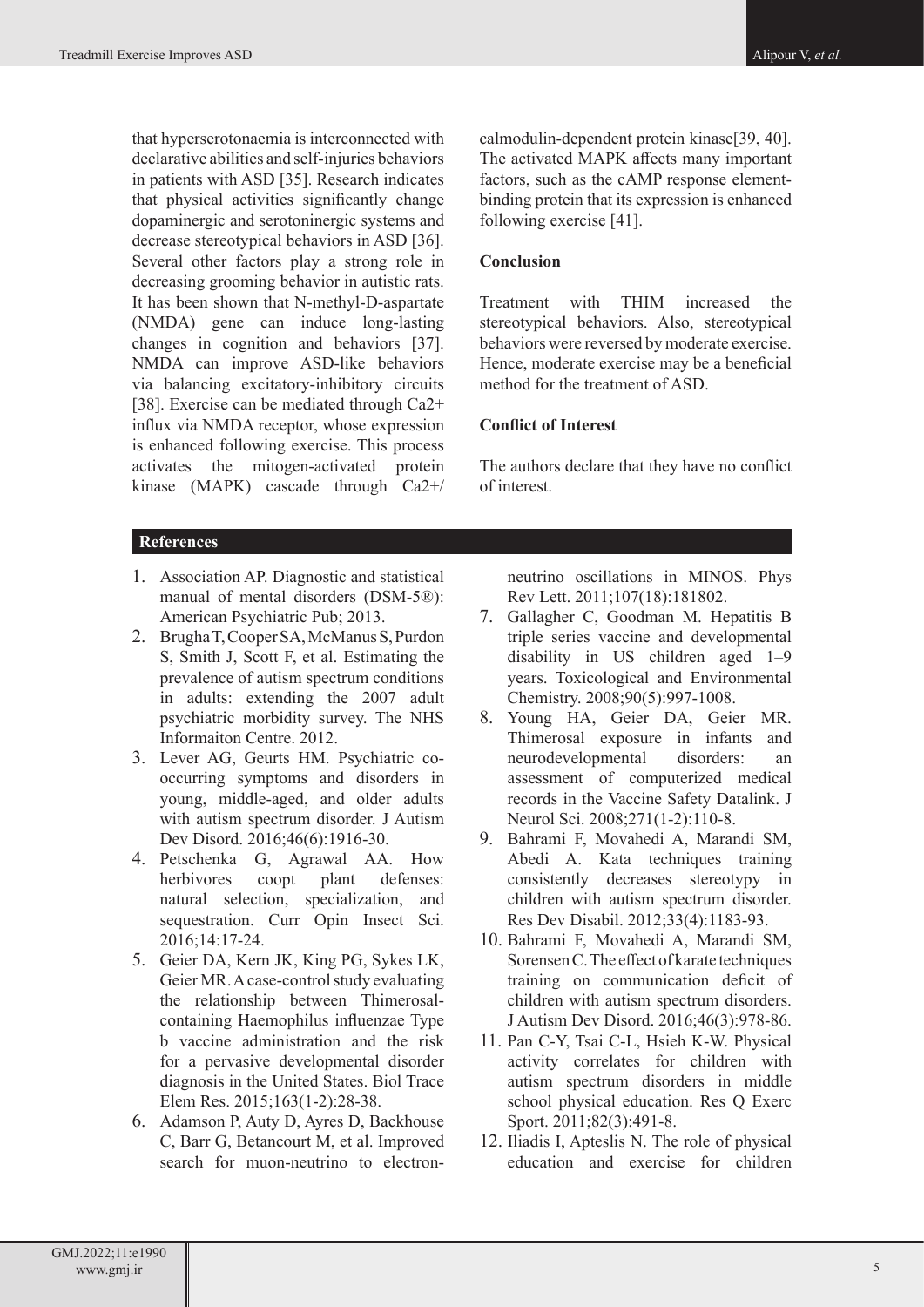that hyperserotonaemia is interconnected with declarative abilities and self-injuries behaviors in patients with ASD [35]. Research indicates that physical activities significantly change dopaminergic and serotoninergic systems and decrease stereotypical behaviors in ASD [36]. Several other factors play a strong role in decreasing grooming behavior in autistic rats. It has been shown that N-methyl-D-aspartate (NMDA) gene can induce long-lasting changes in cognition and behaviors [37]. NMDA can improve ASD-like behaviors via balancing excitatory-inhibitory circuits [38]. Exercise can be mediated through $Ca^{2+}$ influx via NMDA receptor, whose expression is enhanced following exercise. This process activates the mitogen-activated protein kinase (MAPK) cascade through $Ca^{2+}$/calmodulin-dependent protein kinase[39, 40]. The activated MAPK affects many important factors, such as the cAMP response element-binding protein that its expression is enhanced following exercise [41].

**Conclusion**

Treatment with THIM increased the stereotypical behaviors. Also, stereotypical behaviors were reversed by moderate exercise. Hence, moderate exercise may be a beneficial method for the treatment of ASD.

**Conflict of Interest**

The authors declare that they have no conflict of interest.

## References

1. Association AP. Diagnostic and statistical manual of mental disorders (DSM-5®): American Psychiatric Pub; 2013.
2. Brugha T, Cooper SA, McManus S, Purdon S, Smith J, Scott F, et al. Estimating the prevalence of autism spectrum conditions in adults: extending the 2007 adult psychiatric morbidity survey. The NHS Informaiton Centre. 2012.
3. Lever AG, Geurts HM. Psychiatric co-occurring symptoms and disorders in young, middle-aged, and older adults with autism spectrum disorder. J Autism Dev Disord. 2016;46(6):1916-30.
4. Petschenka G, Agrawal AA. How herbivores coopt plant defenses: natural selection, specialization, and sequestration. Curr Opin Insect Sci. 2016;14:17-24.
5. Geier DA, Kern JK, King PG, Sykes LK, Geier MR. A case-control study evaluating the relationship between Thimerosal-containing Haemophilus influenzae Type b vaccine administration and the risk for a pervasive developmental disorder diagnosis in the United States. Biol Trace Elem Res. 2015;163(1-2):28-38.
6. Adamson P, Auty D, Ayres D, Backhouse C, Barr G, Betancourt M, et al. Improved search for muon-neutrino to electron-neutrino oscillations in MINOS. Phys Rev Lett. 2011;107(18):181802.
7. Gallagher C, Goodman M. Hepatitis B triple series vaccine and developmental disability in US children aged 1–9 years. Toxicological and Environmental Chemistry. 2008;90(5):997-1008.
8. Young HA, Geier DA, Geier MR. Thimerosal exposure in infants and neurodevelopmental disorders: an assessment of computerized medical records in the Vaccine Safety Datalink. J Neurol Sci. 2008;271(1-2):110-8.
9. Bahrami F, Movahedi A, Marandi SM, Abedi A. Kata techniques training consistently decreases stereotypy in children with autism spectrum disorder. Res Dev Disabil. 2012;33(4):1183-93.
10. Bahrami F, Movahedi A, Marandi SM, Sorensen C. The effect of karate techniques training on communication deficit of children with autism spectrum disorders. J Autism Dev Disord. 2016;46(3):978-86.
11. Pan C-Y, Tsai C-L, Hsieh K-W. Physical activity correlates for children with autism spectrum disorders in middle school physical education. Res Q Exerc Sport. 2011;82(3):491-8.
12. Iliadis I, Apteslis N. The role of physical education and exercise for children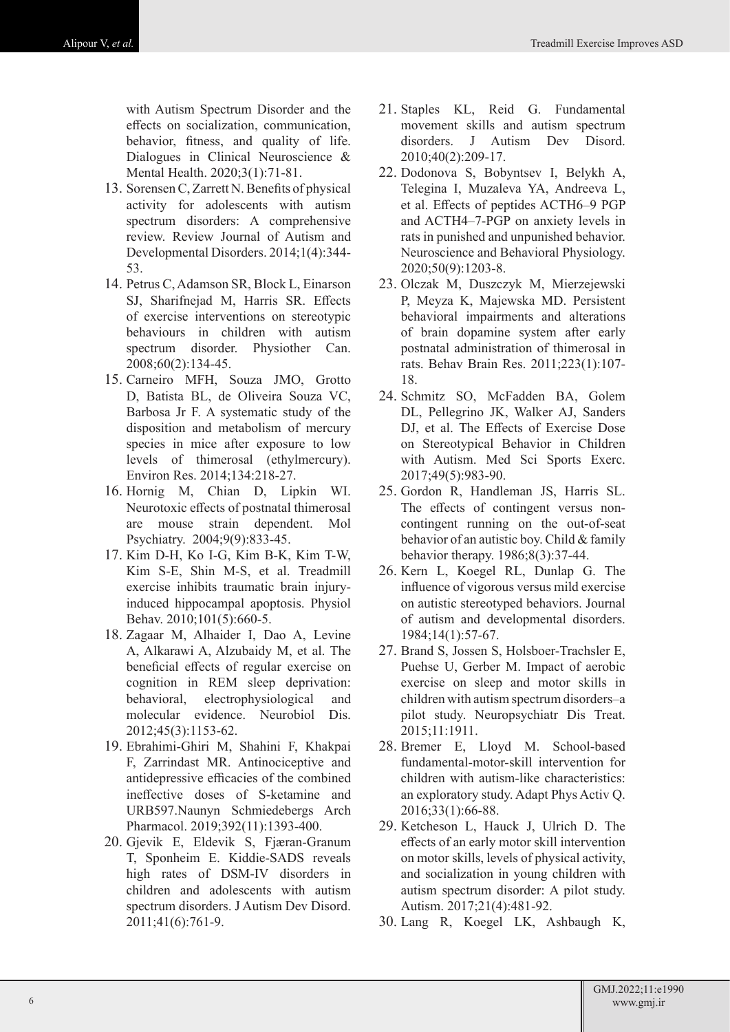with Autism Spectrum Disorder and the effects on socialization, communication, behavior, fitness, and quality of life. Dialogues in Clinical Neuroscience & Mental Health. 2020;3(1):71-81.

13. Sorensen C, Zarrett N. Benefits of physical activity for adolescents with autism spectrum disorders: A comprehensive review. Review Journal of Autism and Developmental Disorders. 2014;1(4):344-53.
14. Petrus C, Adamson SR, Block L, Einarson SJ, Sharifnejad M, Harris SR. Effects of exercise interventions on stereotypic behaviours in children with autism spectrum disorder. Physiother Can. 2008;60(2):134-45.
15. Carneiro MFH, Souza JMO, Grotto D, Batista BL, de Oliveira Souza VC, Barbosa Jr F. A systematic study of the disposition and metabolism of mercury species in mice after exposure to low levels of thimerosal (ethylmercury). Environ Res. 2014;134:218-27.
16. Hornig M, Chian D, Lipkin WI. Neurotoxic effects of postnatal thimerosal are mouse strain dependent. Mol Psychiatry. 2004;9(9):833-45.
17. Kim D-H, Ko I-G, Kim B-K, Kim T-W, Kim S-E, Shin M-S, et al. Treadmill exercise inhibits traumatic brain injury-induced hippocampal apoptosis. Physiol Behav. 2010;101(5):660-5.
18. Zagaar M, Alhaider I, Dao A, Levine A, Alkarawi A, Alzubaidy M, et al. The beneficial effects of regular exercise on cognition in REM sleep deprivation: behavioral, electrophysiological and molecular evidence. Neurobiol Dis. 2012;45(3):1153-62.
19. Ebrahimi-Ghiri M, Shahini F, Khakpai F, Zarrindast MR. Antinociceptive and antidepressive efficacies of the combined ineffective doses of S-ketamine and URB597.Naunyn Schmiedebergs Arch Pharmacol. 2019;392(11):1393-400.
20. Gjevik E, Eldevik S, Fjæran-Granum T, Sponheim E. Kiddie-SADS reveals high rates of DSM-IV disorders in children and adolescents with autism spectrum disorders. J Autism Dev Disord. 2011;41(6):761-9.
21. Staples KL, Reid G. Fundamental movement skills and autism spectrum disorders. J Autism Dev Disord. 2010;40(2):209-17.
22. Dodonova S, Bobyntsev I, Belykh A, Telegina I, Muzaleva YA, Andreeva L, et al. Effects of peptides ACTH6–9 PGP and ACTH4–7-PGP on anxiety levels in rats in punished and unpunished behavior. Neuroscience and Behavioral Physiology. 2020;50(9):1203-8.
23. Olczak M, Duszczyk M, Mierzejewski P, Meyza K, Majewska MD. Persistent behavioral impairments and alterations of brain dopamine system after early postnatal administration of thimerosal in rats. Behav Brain Res. 2011;223(1):107-18.
24. Schmitz SO, McFadden BA, Golem DL, Pellegrino JK, Walker AJ, Sanders DJ, et al. The Effects of Exercise Dose on Stereotypical Behavior in Children with Autism. Med Sci Sports Exerc. 2017;49(5):983-90.
25. Gordon R, Handleman JS, Harris SL. The effects of contingent versus non-contingent running on the out-of-seat behavior of an autistic boy. Child & family behavior therapy. 1986;8(3):37-44.
26. Kern L, Koegel RL, Dunlap G. The influence of vigorous versus mild exercise on autistic stereotyped behaviors. Journal of autism and developmental disorders. 1984;14(1):57-67.
27. Brand S, Jossen S, Holsboer-Trachsler E, Puehse U, Gerber M. Impact of aerobic exercise on sleep and motor skills in children with autism spectrum disorders–a pilot study. Neuropsychiatr Dis Treat. 2015;11:1911.
28. Bremer E, Lloyd M. School-based fundamental-motor-skill intervention for children with autism-like characteristics: an exploratory study. Adapt Phys Activ Q. 2016;33(1):66-88.
29. Ketcheson L, Hauck J, Ulrich D. The effects of an early motor skill intervention on motor skills, levels of physical activity, and socialization in young children with autism spectrum disorder: A pilot study. Autism. 2017;21(4):481-92.
30. Lang R, Koegel LK, Ashbaugh K,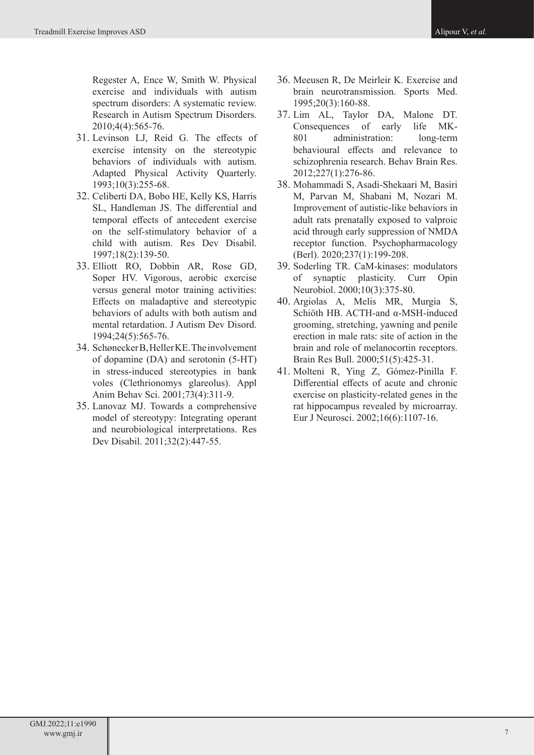Regester A, Ence W, Smith W. Physical exercise and individuals with autism spectrum disorders: A systematic review. Research in Autism Spectrum Disorders. 2010;4(4):565-76.

31. Levinson LJ, Reid G. The effects of exercise intensity on the stereotypic behaviors of individuals with autism. Adapted Physical Activity Quarterly. 1993;10(3):255-68.
32. Celiberti DA, Bobo HE, Kelly KS, Harris SL, Handleman JS. The differential and temporal effects of antecedent exercise on the self-stimulatory behavior of a child with autism. Res Dev Disabil. 1997;18(2):139-50.
33. Elliott RO, Dobbin AR, Rose GD, Soper HV. Vigorous, aerobic exercise versus general motor training activities: Effects on maladaptive and stereotypic behaviors of adults with both autism and mental retardation. J Autism Dev Disord. 1994;24(5):565-76.
34. Schønecker B, Heller KE. The involvement of dopamine (DA) and serotonin (5-HT) in stress-induced stereotypies in bank voles (Clethrionomys glareolus). Appl Anim Behav Sci. 2001;73(4):311-9.
35. Lanovaz MJ. Towards a comprehensive model of stereotypy: Integrating operant and neurobiological interpretations. Res Dev Disabil. 2011;32(2):447-55.
36. Meeusen R, De Meirleir K. Exercise and brain neurotransmission. Sports Med. 1995;20(3):160-88.
37. Lim AL, Taylor DA, Malone DT. Consequences of early life MK-801 administration: long-term behavioural effects and relevance to schizophrenia research. Behav Brain Res. 2012;227(1):276-86.
38. Mohammadi S, Asadi-Shekaari M, Basiri M, Parvan M, Shabani M, Nozari M. Improvement of autistic-like behaviors in adult rats prenatally exposed to valproic acid through early suppression of NMDA receptor function. Psychopharmacology (Berl). 2020;237(1):199-208.
39. Soderling TR. CaM-kinases: modulators of synaptic plasticity. Curr Opin Neurobiol. 2000;10(3):375-80.
40. Argiolas A, Melis MR, Murgia S, Schiöth HB. ACTH-and α-MSH-induced grooming, stretching, yawning and penile erection in male rats: site of action in the brain and role of melanocortin receptors. Brain Res Bull. 2000;51(5):425-31.
41. Molteni R, Ying Z, Gómez-Pinilla F. Differential effects of acute and chronic exercise on plasticity-related genes in the rat hippocampus revealed by microarray. Eur J Neurosci. 2002;16(6):1107-16.